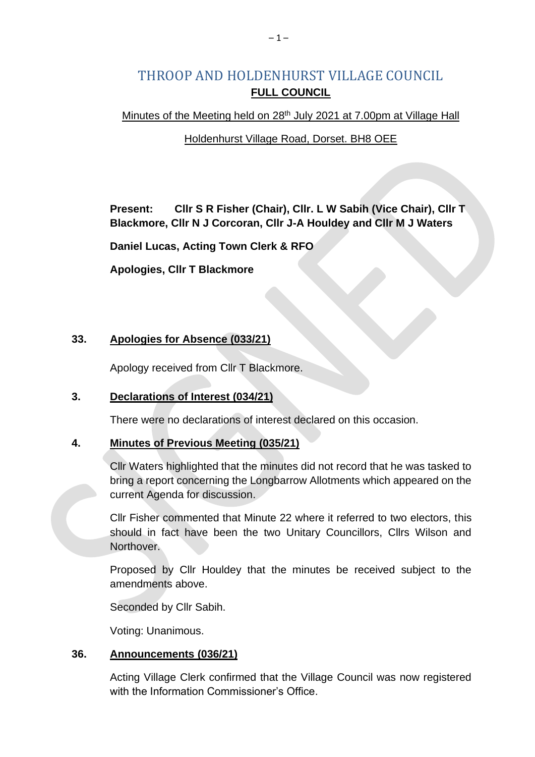# THROOP AND HOLDENHURST VILLAGE COUNCIL

## FULL COUNCIL

Minutes of the Meeting held on 28th July 2021 at 7.00pm at Village Hall

Holdenhurst Village Road, Dorset. BH8 OEE

**Present: Cllr S R Fisher (Chair), Cllr. L W Sabih (Vice Chair), Cllr T Blackmore, Cllr N J Corcoran, Cllr J-A Houldey and Cllr M J Waters**

**Daniel Lucas, Acting Town Clerk & RFO**

**Apologies, Cllr T Blackmore**

### 33. Apologies for Absence (033/21)

Apology received from Cllr T Blackmore.

### 3. Declarations of Interest (034/21)

There were no declarations of interest declared on this occasion.

### 4. Minutes of Previous Meeting (035/21)

Cllr Waters highlighted that the minutes did not record that he was tasked to bring a report concerning the Longbarrow Allotments which appeared on the current Agenda for discussion.

Cllr Fisher commented that Minute 22 where it referred to two electors, this should in fact have been the two Unitary Councillors, Cllrs Wilson and Northover.

Proposed by Cllr Houldey that the minutes be received subject to the amendments above.

Seconded by Cllr Sabih.

Voting: Unanimous.

### 36. Announcements (036/21)

Acting Village Clerk confirmed that the Village Council was now registered with the Information Commissioner's Office.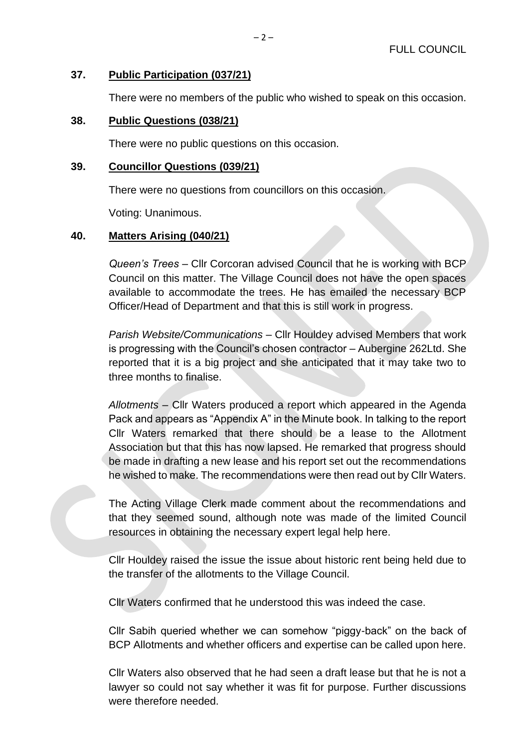### 37. Public Participation (037/21)

There were no members of the public who wished to speak on this occasion.

### 38. Public Questions (038/21)

There were no public questions on this occasion.

### 39. Councillor Questions (039/21)

There were no questions from councillors on this occasion.

Voting: Unanimous.

### 40. Matters Arising (040/21)

*Queen's Trees* – Cllr Corcoran advised Council that he is working with BCP Council on this matter. The Village Council does not have the open spaces available to accommodate the trees. He has emailed the necessary BCP Officer/Head of Department and that this is still work in progress.

*Parish Website/Communications* – Cllr Houldey advised Members that work is progressing with the Council's chosen contractor – Aubergine 262Ltd. She reported that it is a big project and she anticipated that it may take two to three months to finalise.

*Allotments* – Cllr Waters produced a report which appeared in the Agenda Pack and appears as "Appendix A" in the Minute book. In talking to the report Cllr Waters remarked that there should be a lease to the Allotment Association but that this has now lapsed. He remarked that progress should be made in drafting a new lease and his report set out the recommendations he wished to make. The recommendations were then read out by Cllr Waters.

The Acting Village Clerk made comment about the recommendations and that they seemed sound, although note was made of the limited Council resources in obtaining the necessary expert legal help here.

Cllr Houldey raised the issue the issue about historic rent being held due to the transfer of the allotments to the Village Council.

Cllr Waters confirmed that he understood this was indeed the case.

Cllr Sabih queried whether we can somehow "piggy-back" on the back of BCP Allotments and whether officers and expertise can be called upon here.

Cllr Waters also observed that he had seen a draft lease but that he is not a lawyer so could not say whether it was fit for purpose. Further discussions were therefore needed.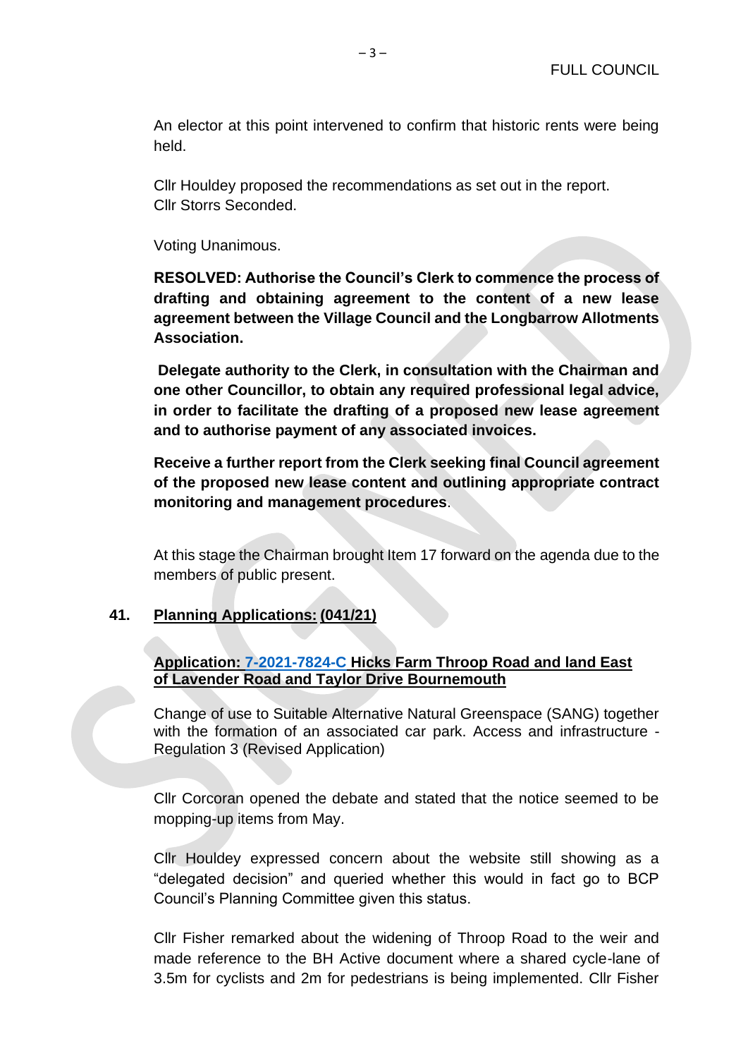An elector at this point intervened to confirm that historic rents were being held.

Cllr Houldey proposed the recommendations as set out in the report.
Cllr Storrs Seconded.

Voting Unanimous.

**RESOLVED: Authorise the Council's Clerk to commence the process of drafting and obtaining agreement to the content of a new lease agreement between the Village Council and the Longbarrow Allotments Association.**

**Delegate authority to the Clerk, in consultation with the Chairman and one other Councillor, to obtain any required professional legal advice, in order to facilitate the drafting of a proposed new lease agreement and to authorise payment of any associated invoices.**

**Receive a further report from the Clerk seeking final Council agreement of the proposed new lease content and outlining appropriate contract monitoring and management procedures**.

At this stage the Chairman brought Item 17 forward on the agenda due to the members of public present.

## 41. Planning Applications: (041/21)

### Application: 7-2021-7824-C Hicks Farm Throop Road and land East of Lavender Road and Taylor Drive Bournemouth

Change of use to Suitable Alternative Natural Greenspace (SANG) together with the formation of an associated car park. Access and infrastructure - Regulation 3 (Revised Application)

Cllr Corcoran opened the debate and stated that the notice seemed to be mopping-up items from May.

Cllr Houldey expressed concern about the website still showing as a "delegated decision" and queried whether this would in fact go to BCP Council's Planning Committee given this status.

Cllr Fisher remarked about the widening of Throop Road to the weir and made reference to the BH Active document where a shared cycle-lane of 3.5m for cyclists and 2m for pedestrians is being implemented. Cllr Fisher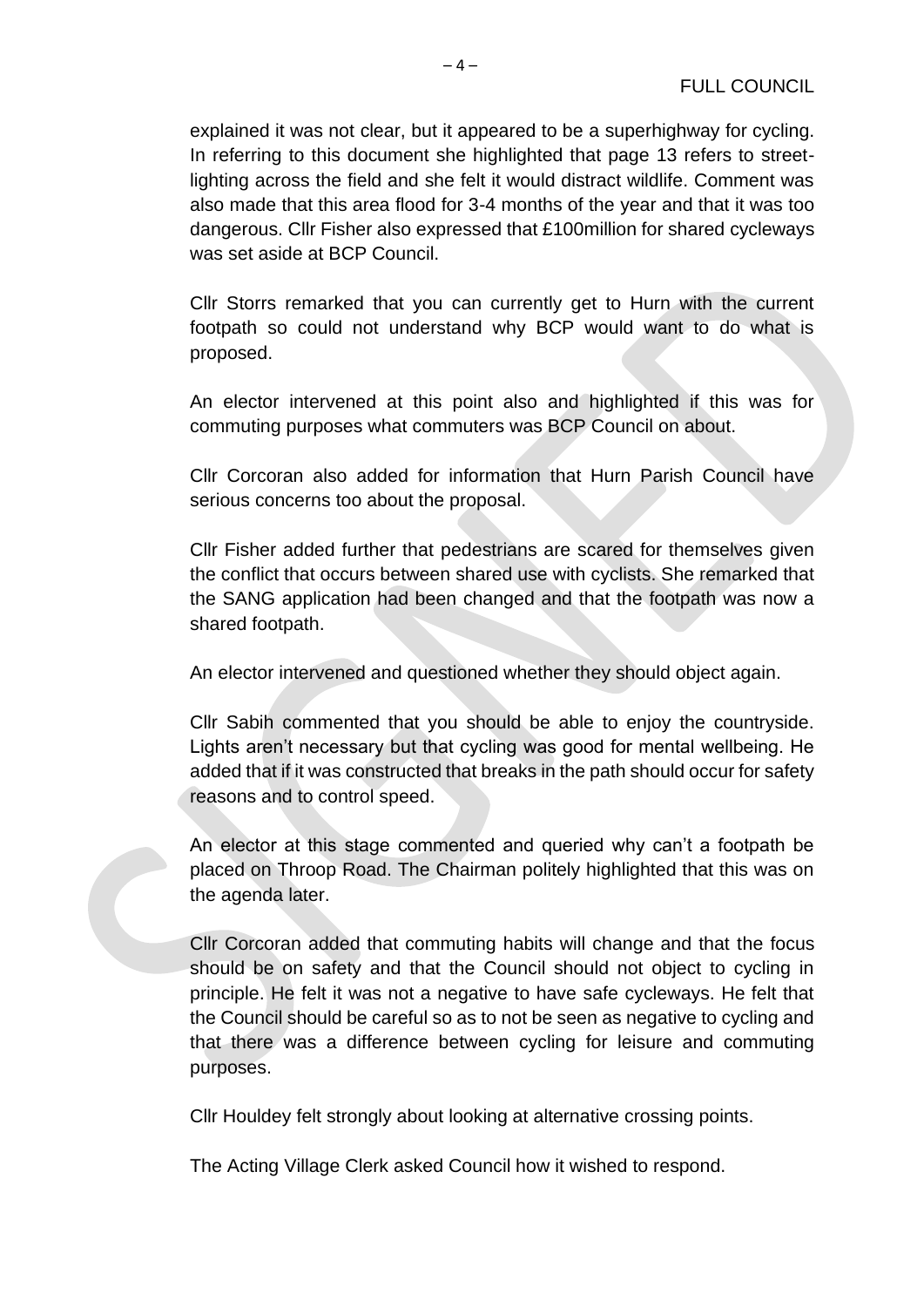explained it was not clear, but it appeared to be a superhighway for cycling. In referring to this document she highlighted that page 13 refers to street-lighting across the field and she felt it would distract wildlife. Comment was also made that this area flood for 3-4 months of the year and that it was too dangerous. Cllr Fisher also expressed that £100million for shared cycleways was set aside at BCP Council.

Cllr Storrs remarked that you can currently get to Hurn with the current footpath so could not understand why BCP would want to do what is proposed.

An elector intervened at this point also and highlighted if this was for commuting purposes what commuters was BCP Council on about.

Cllr Corcoran also added for information that Hurn Parish Council have serious concerns too about the proposal.

Cllr Fisher added further that pedestrians are scared for themselves given the conflict that occurs between shared use with cyclists. She remarked that the SANG application had been changed and that the footpath was now a shared footpath.

An elector intervened and questioned whether they should object again.

Cllr Sabih commented that you should be able to enjoy the countryside. Lights aren't necessary but that cycling was good for mental wellbeing. He added that if it was constructed that breaks in the path should occur for safety reasons and to control speed.

An elector at this stage commented and queried why can't a footpath be placed on Throop Road. The Chairman politely highlighted that this was on the agenda later.

Cllr Corcoran added that commuting habits will change and that the focus should be on safety and that the Council should not object to cycling in principle. He felt it was not a negative to have safe cycleways. He felt that the Council should be careful so as to not be seen as negative to cycling and that there was a difference between cycling for leisure and commuting purposes.

Cllr Houldey felt strongly about looking at alternative crossing points.

The Acting Village Clerk asked Council how it wished to respond.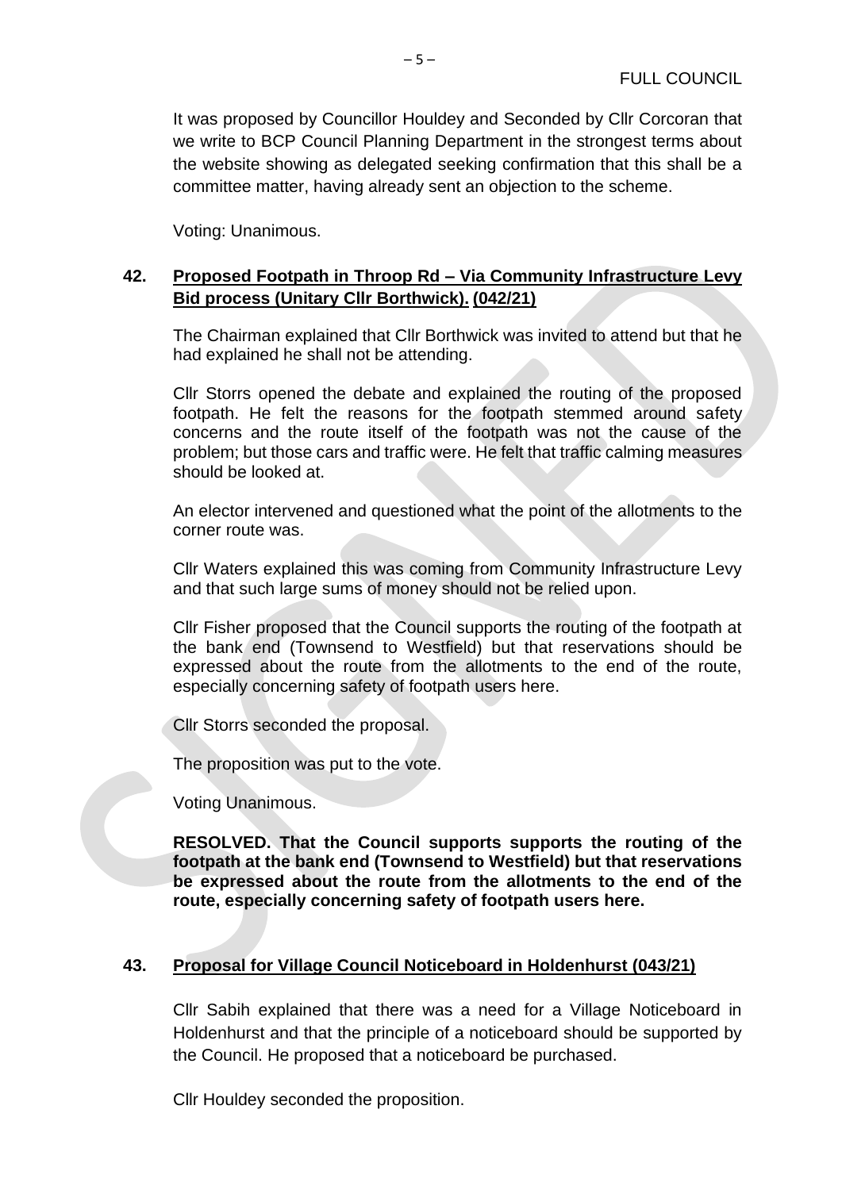It was proposed by Councillor Houldey and Seconded by Cllr Corcoran that we write to BCP Council Planning Department in the strongest terms about the website showing as delegated seeking confirmation that this shall be a committee matter, having already sent an objection to the scheme.

Voting: Unanimous.

## 42. Proposed Footpath in Throop Rd – Via Community Infrastructure Levy Bid process (Unitary Cllr Borthwick). (042/21)

The Chairman explained that Cllr Borthwick was invited to attend but that he had explained he shall not be attending.

Cllr Storrs opened the debate and explained the routing of the proposed footpath. He felt the reasons for the footpath stemmed around safety concerns and the route itself of the footpath was not the cause of the problem; but those cars and traffic were. He felt that traffic calming measures should be looked at.

An elector intervened and questioned what the point of the allotments to the corner route was.

Cllr Waters explained this was coming from Community Infrastructure Levy and that such large sums of money should not be relied upon.

Cllr Fisher proposed that the Council supports the routing of the footpath at the bank end (Townsend to Westfield) but that reservations should be expressed about the route from the allotments to the end of the route, especially concerning safety of footpath users here.

Cllr Storrs seconded the proposal.

The proposition was put to the vote.

Voting Unanimous.

**RESOLVED. That the Council supports supports the routing of the footpath at the bank end (Townsend to Westfield) but that reservations be expressed about the route from the allotments to the end of the route, especially concerning safety of footpath users here.**

## 43. Proposal for Village Council Noticeboard in Holdenhurst (043/21)

Cllr Sabih explained that there was a need for a Village Noticeboard in Holdenhurst and that the principle of a noticeboard should be supported by the Council. He proposed that a noticeboard be purchased.

Cllr Houldey seconded the proposition.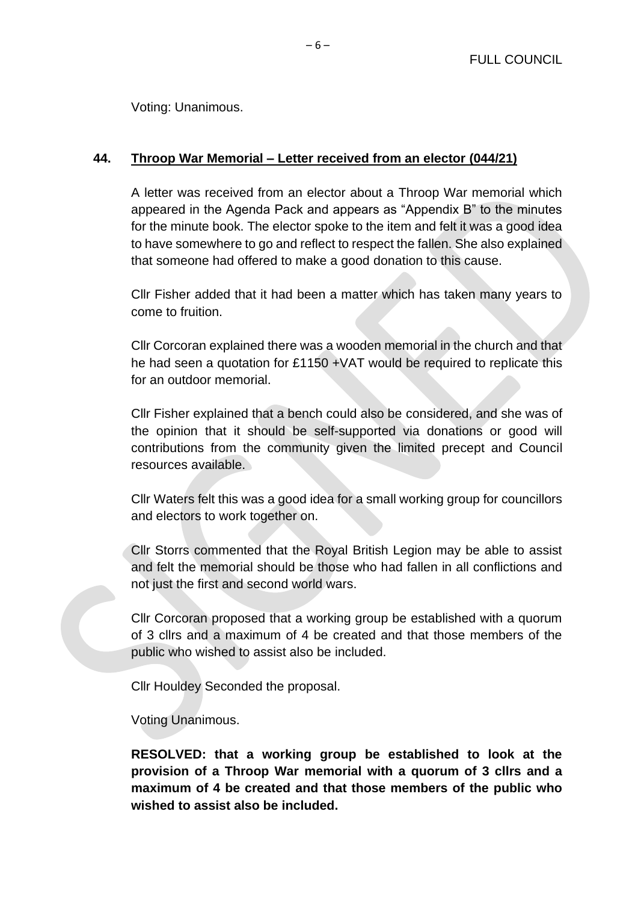Voting: Unanimous.

## 44. Throop War Memorial – Letter received from an elector (044/21)

A letter was received from an elector about a Throop War memorial which appeared in the Agenda Pack and appears as "Appendix B" to the minutes for the minute book. The elector spoke to the item and felt it was a good idea to have somewhere to go and reflect to respect the fallen. She also explained that someone had offered to make a good donation to this cause.

Cllr Fisher added that it had been a matter which has taken many years to come to fruition.

Cllr Corcoran explained there was a wooden memorial in the church and that he had seen a quotation for £1150 +VAT would be required to replicate this for an outdoor memorial.

Cllr Fisher explained that a bench could also be considered, and she was of the opinion that it should be self-supported via donations or good will contributions from the community given the limited precept and Council resources available.

Cllr Waters felt this was a good idea for a small working group for councillors and electors to work together on.

Cllr Storrs commented that the Royal British Legion may be able to assist and felt the memorial should be those who had fallen in all conflictions and not just the first and second world wars.

Cllr Corcoran proposed that a working group be established with a quorum of 3 cllrs and a maximum of 4 be created and that those members of the public who wished to assist also be included.

Cllr Houldey Seconded the proposal.

Voting Unanimous.

**RESOLVED: that a working group be established to look at the provision of a Throop War memorial with a quorum of 3 cllrs and a maximum of 4 be created and that those members of the public who wished to assist also be included.**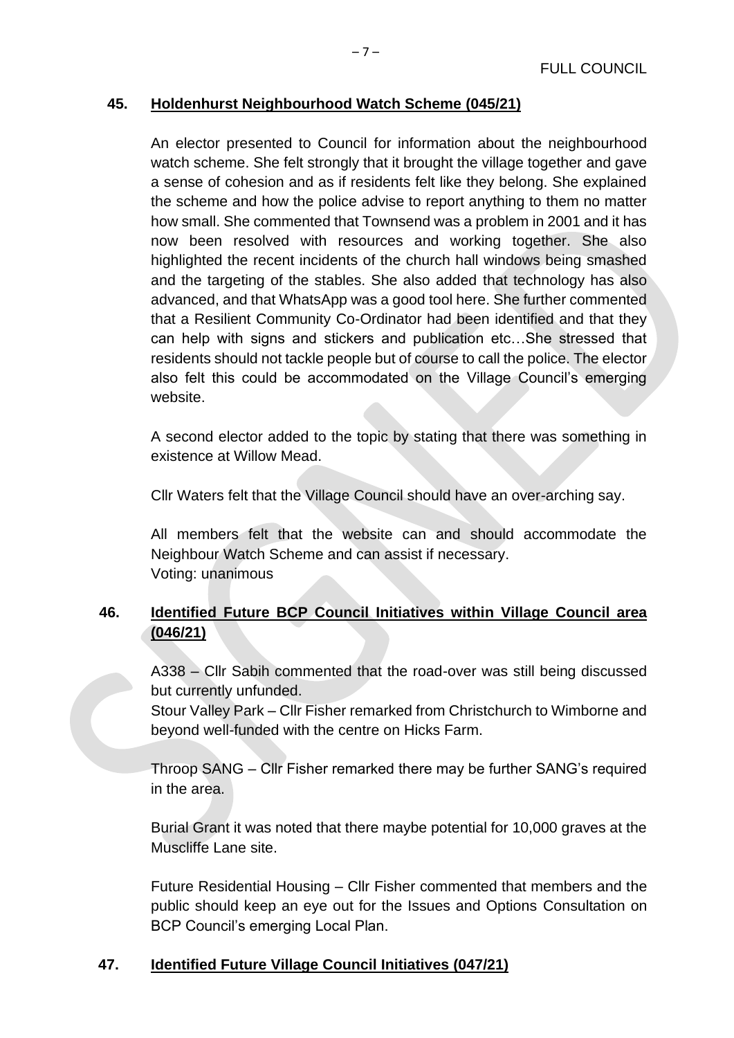## 45. Holdenhurst Neighbourhood Watch Scheme (045/21)

An elector presented to Council for information about the neighbourhood watch scheme. She felt strongly that it brought the village together and gave a sense of cohesion and as if residents felt like they belong. She explained the scheme and how the police advise to report anything to them no matter how small. She commented that Townsend was a problem in 2001 and it has now been resolved with resources and working together. She also highlighted the recent incidents of the church hall windows being smashed and the targeting of the stables. She also added that technology has also advanced, and that WhatsApp was a good tool here. She further commented that a Resilient Community Co-Ordinator had been identified and that they can help with signs and stickers and publication etc…She stressed that residents should not tackle people but of course to call the police. The elector also felt this could be accommodated on the Village Council's emerging website.

A second elector added to the topic by stating that there was something in existence at Willow Mead.

Cllr Waters felt that the Village Council should have an over-arching say.

All members felt that the website can and should accommodate the Neighbour Watch Scheme and can assist if necessary.
Voting: unanimous

## 46. Identified Future BCP Council Initiatives within Village Council area (046/21)

A338 – Cllr Sabih commented that the road-over was still being discussed but currently unfunded.
Stour Valley Park – Cllr Fisher remarked from Christchurch to Wimborne and beyond well-funded with the centre on Hicks Farm.

Throop SANG – Cllr Fisher remarked there may be further SANG's required in the area.

Burial Grant it was noted that there maybe potential for 10,000 graves at the Muscliffe Lane site.

Future Residential Housing – Cllr Fisher commented that members and the public should keep an eye out for the Issues and Options Consultation on BCP Council's emerging Local Plan.

## 47. Identified Future Village Council Initiatives (047/21)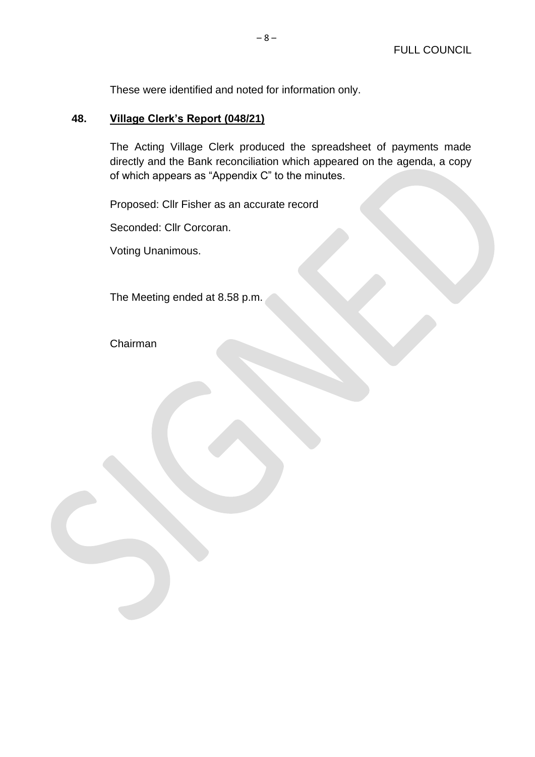These were identified and noted for information only.

**48. Village Clerk's Report (048/21)**

The Acting Village Clerk produced the spreadsheet of payments made directly and the Bank reconciliation which appeared on the agenda, a copy of which appears as "Appendix C" to the minutes.

Proposed: Cllr Fisher as an accurate record

Seconded: Cllr Corcoran.

Voting Unanimous.

The Meeting ended at 8.58 p.m.

Chairman